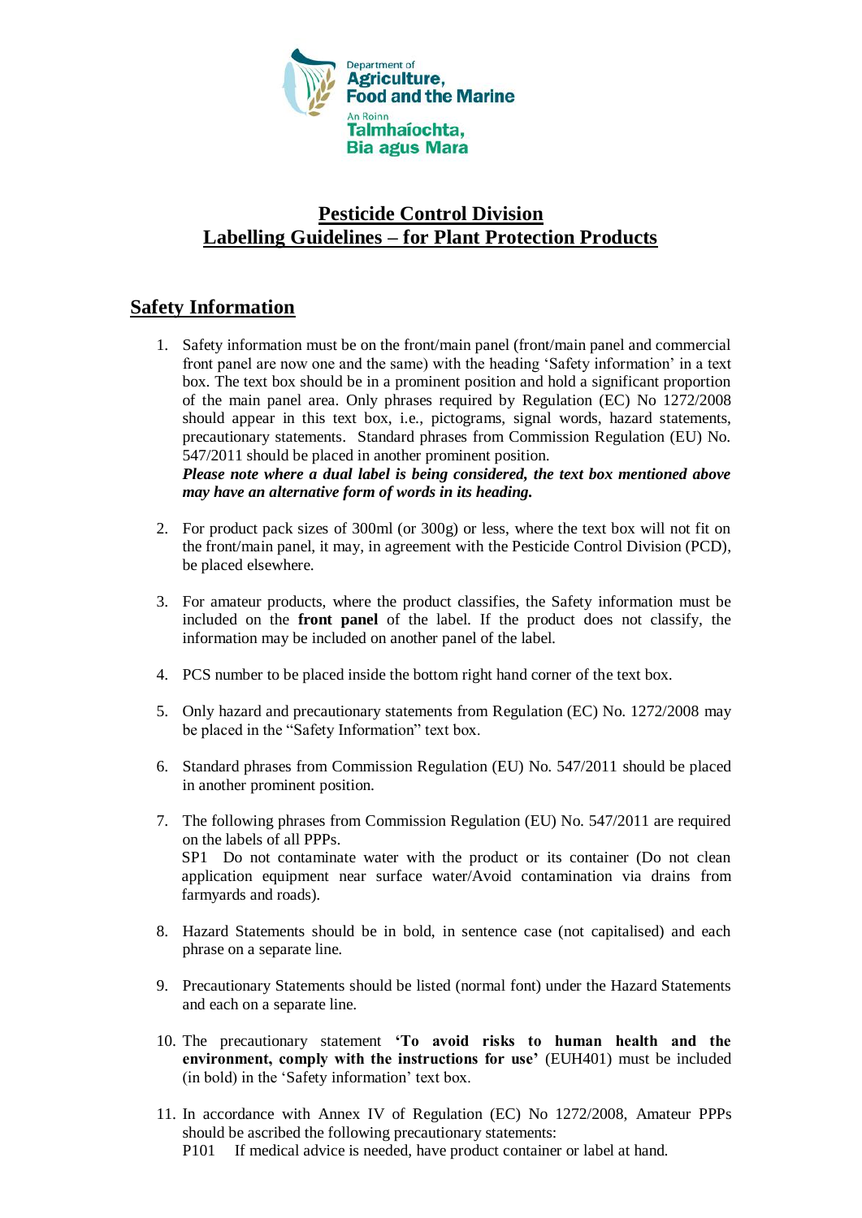Department of **Agriculture, Food and the Marine**
An Roinn **Talmhaíochta, Bia agus Mara**

# Pesticide Control Division
# Labelling Guidelines – for Plant Protection Products

## Safety Information

1. Safety information must be on the front/main panel (front/main panel and commercial front panel are now one and the same) with the heading 'Safety information' in a text box. The text box should be in a prominent position and hold a significant proportion of the main panel area. Only phrases required by Regulation (EC) No 1272/2008 should appear in this text box, i.e., pictograms, signal words, hazard statements, precautionary statements. Standard phrases from Commission Regulation (EU) No. 547/2011 should be placed in another prominent position.
   ***Please note where a dual label is being considered, the text box mentioned above may have an alternative form of words in its heading.***

2. For product pack sizes of 300ml (or 300g) or less, where the text box will not fit on the front/main panel, it may, in agreement with the Pesticide Control Division (PCD), be placed elsewhere.

3. For amateur products, where the product classifies, the Safety information must be included on the **front panel** of the label. If the product does not classify, the information may be included on another panel of the label.

4. PCS number to be placed inside the bottom right hand corner of the text box.

5. Only hazard and precautionary statements from Regulation (EC) No. 1272/2008 may be placed in the "Safety Information" text box.

6. Standard phrases from Commission Regulation (EU) No. 547/2011 should be placed in another prominent position.

7. The following phrases from Commission Regulation (EU) No. 547/2011 are required on the labels of all PPPs.
   SP1 Do not contaminate water with the product or its container (Do not clean application equipment near surface water/Avoid contamination via drains from farmyards and roads).

8. Hazard Statements should be in bold, in sentence case (not capitalised) and each phrase on a separate line.

9. Precautionary Statements should be listed (normal font) under the Hazard Statements and each on a separate line.

10. The precautionary statement **'To avoid risks to human health and the environment, comply with the instructions for use'** (EUH401) must be included (in bold) in the 'Safety information' text box.

11. In accordance with Annex IV of Regulation (EC) No 1272/2008, Amateur PPPs should be ascribed the following precautionary statements:
    P101 If medical advice is needed, have product container or label at hand.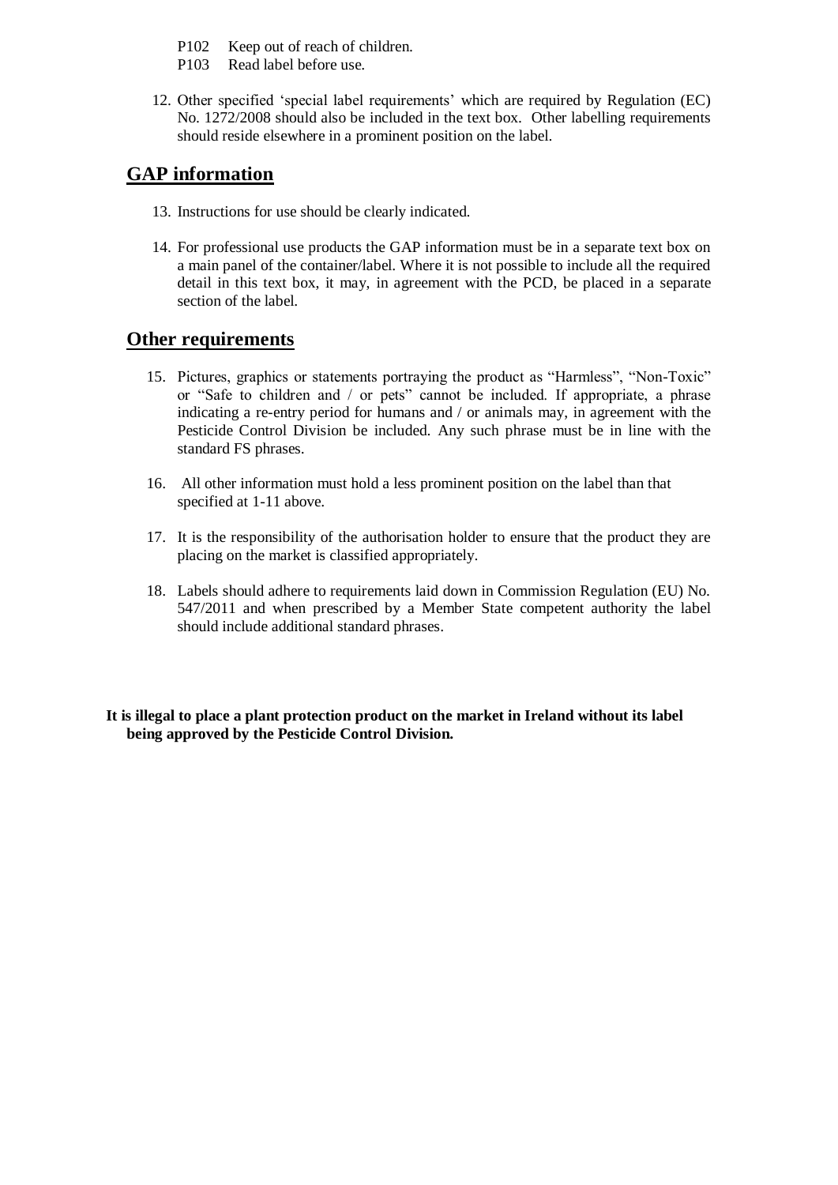P102 Keep out of reach of children.
P103 Read label before use.

12. Other specified 'special label requirements' which are required by Regulation (EC) No. 1272/2008 should also be included in the text box. Other labelling requirements should reside elsewhere in a prominent position on the label.

## GAP information

13. Instructions for use should be clearly indicated.

14. For professional use products the GAP information must be in a separate text box on a main panel of the container/label. Where it is not possible to include all the required detail in this text box, it may, in agreement with the PCD, be placed in a separate section of the label.

## Other requirements

15. Pictures, graphics or statements portraying the product as "Harmless", "Non-Toxic" or "Safe to children and / or pets" cannot be included. If appropriate, a phrase indicating a re-entry period for humans and / or animals may, in agreement with the Pesticide Control Division be included. Any such phrase must be in line with the standard FS phrases.

16. All other information must hold a less prominent position on the label than that specified at 1-11 above.

17. It is the responsibility of the authorisation holder to ensure that the product they are placing on the market is classified appropriately.

18. Labels should adhere to requirements laid down in Commission Regulation (EU) No. 547/2011 and when prescribed by a Member State competent authority the label should include additional standard phrases.

**It is illegal to place a plant protection product on the market in Ireland without its label being approved by the Pesticide Control Division.**